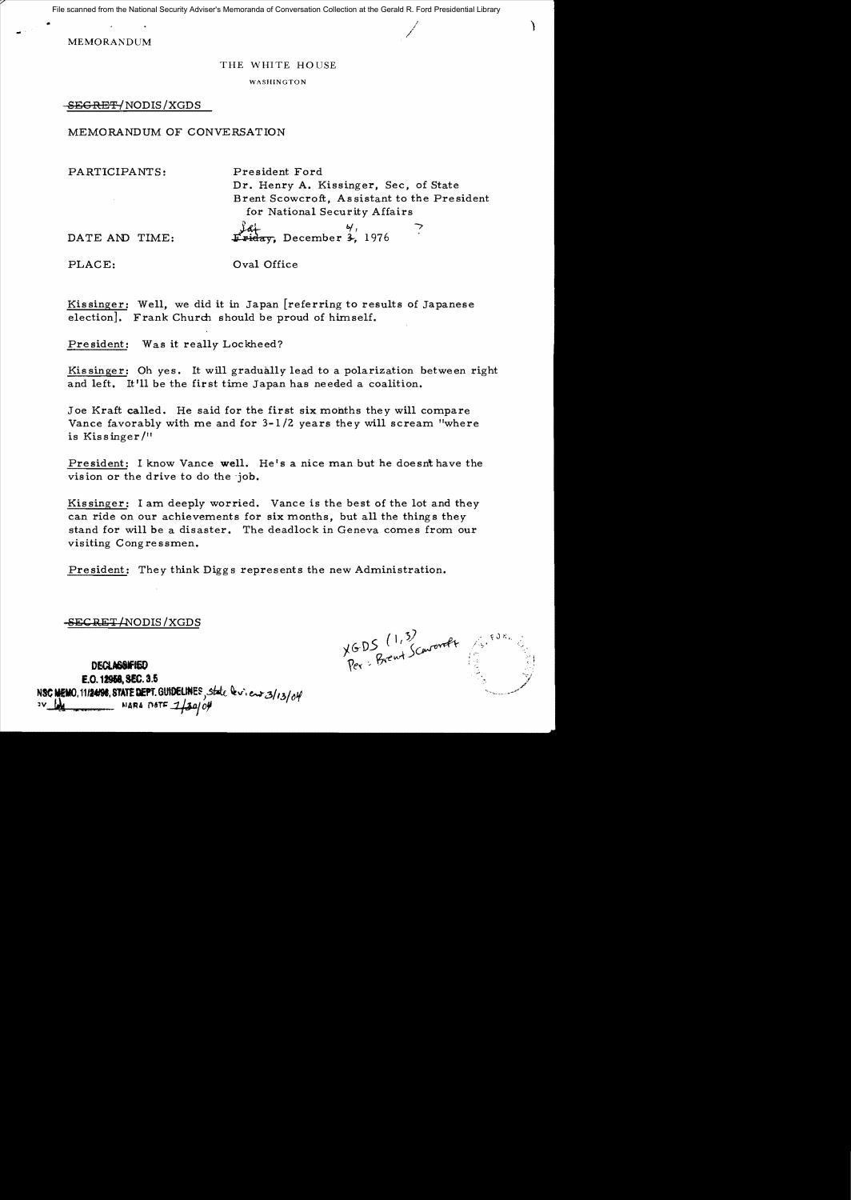File scanned from the National Security Adviser's Memoranda of Conversation Collection at the Gerald R. Ford Presidential Library

MEMORANDUM

THE WHITE HOUSE

WASHINGTON

~~SECRET~~/NODIS/XGDS

MEMORANDUM OF CONVERSATION

PARTICIPANTS: President Ford
Dr. Henry A. Kissinger, Sec. of State
Brent Scowcroft, Assistant to the President for National Security Affairs

DATE AND TIME: ~~Friday~~ Sat, December ~~3~~ 4, 1976

PLACE: Oval Office

Kissinger: Well, we did it in Japan [referring to results of Japanese election]. Frank Church should be proud of himself.

President: Was it really Lockheed?

Kissinger: Oh yes. It will gradually lead to a polarization between right and left. It'll be the first time Japan has needed a coalition.

Joe Kraft called. He said for the first six months they will compare Vance favorably with me and for 3-1/2 years they will scream "where is Kissinger/"

President: I know Vance well. He's a nice man but he doesn't have the vision or the drive to do the job.

Kissinger: I am deeply worried. Vance is the best of the lot and they can ride on our achievements for six months, but all the things they stand for will be a disaster. The deadlock in Geneva comes from our visiting Congressmen.

President: They think Diggs represents the new Administration.

~~SECRET~~/NODIS/XGDS

DECLASSIFIED
E.O. 12958, SEC. 3.5
NSC MEMO, 11/24/98, STATE DEPT. GUIDELINES, State Review 3/13/04
BY [initials] NARA DATE 1/30/04

XGDS (1,3)
Per: Brent Scowcroft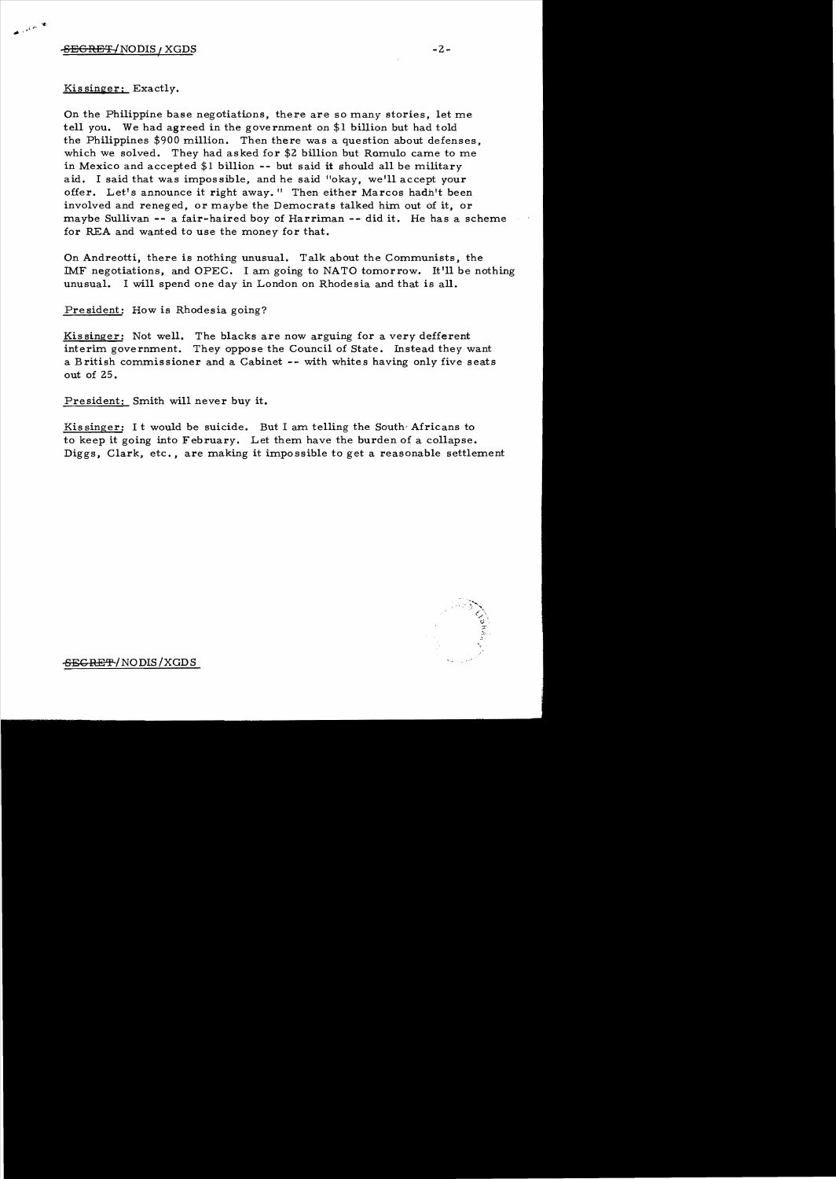Kissinger: Exactly.

On the Philippine base negotiations, there are so many stories, let me tell you. We had agreed in the government on $1 billion but had told the Philippines $900 million. Then there was a question about defenses, which we solved. They had asked for $2 billion but Romulo came to me in Mexico and accepted $1 billion -- but said it should all be military aid. I said that was impossible, and he said "okay, we'll accept your offer. Let's announce it right away." Then either Marcos hadn't been involved and reneged, or maybe the Democrats talked him out of it, or maybe Sullivan -- a fair-haired boy of Harriman -- did it. He has a scheme for REA and wanted to use the money for that.

On Andreotti, there is nothing unusual. Talk about the Communists, the IMF negotiations, and OPEC. I am going to NATO tomorrow. It'll be nothing unusual. I will spend one day in London on Rhodesia and that is all.

President: How is Rhodesia going?

Kissinger: Not well. The blacks are now arguing for a very defferent interim government. They oppose the Council of State. Instead they want a British commissioner and a Cabinet -- with whites having only five seats out of 25.

President: Smith will never buy it.

Kissinger: It would be suicide. But I am telling the South Africans to to keep it going into February. Let them have the burden of a collapse. Diggs, Clark, etc., are making it impossible to get a reasonable settlement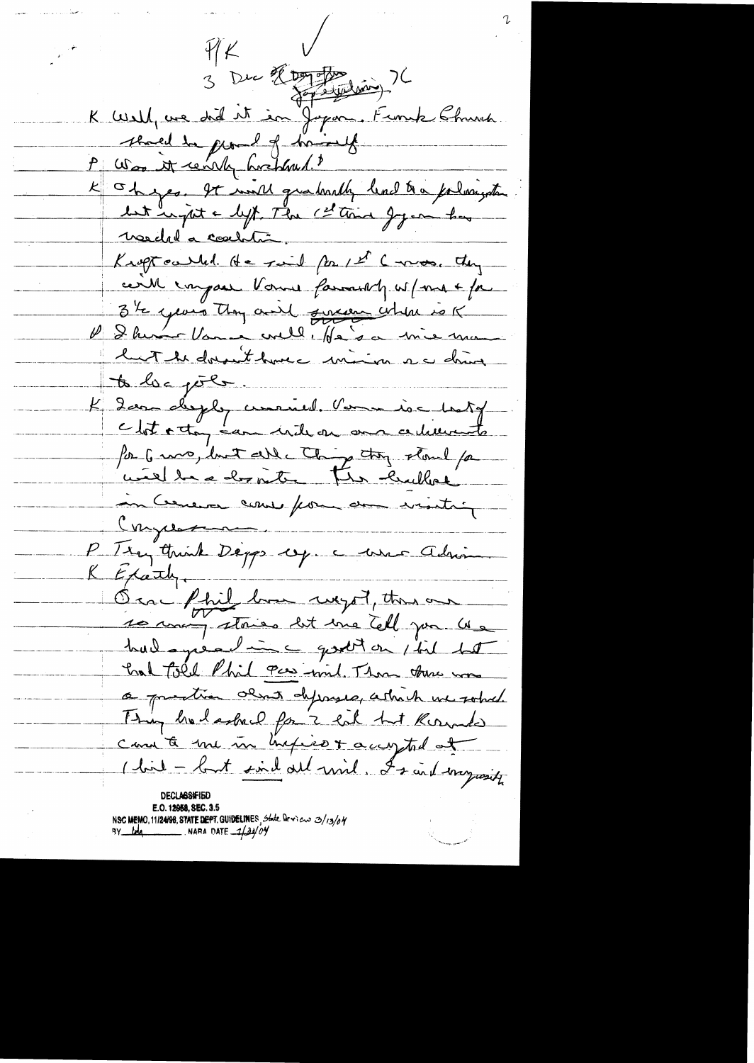P/K ✓

3 Dec ~~Day after~~ Japanese election 76

K Well, we did it in Japan. Frank Church should be proud of himself.

P Was it really breakdown?

K Oh yes. It will gradually lead to a polarization between right & left. The 1st time Japan has needed a coalition.

Kraft called. He said for 1st 6 mos. they will compare Vance favorably w/ me & for 3½ years they will [sneer] who is K.

P I know Vance well. He's a nice man but he doesn't have vision or drive to be a pol.

K I am deeply worried. Vance is a lot of clout & they can ride on our achievements for 6 mos, but all the things they stand for will be a disaster. The [hubbub] in Geneva came from our visiting Congressmen.

P They think Diggs esp. w/ new Admin.

K Exactly.

On Phil bases, there are so many stories but let me tell you. We had agreed in a grant on 1 bil but had told Phil 900 mil. Then there was a question about expenses, which we solved. They had asked for 2 bil but Romulo came to me in Mexico & accepted at 1 bil – but said all mil. I said majority

DECLASSIFIED
E.O. 12958, SEC. 3.5
NSC MEMO, 11/24/98, STATE DEPT. GUIDELINES, State Review 3/13/04
BY [illegible] NARA DATE 7/21/04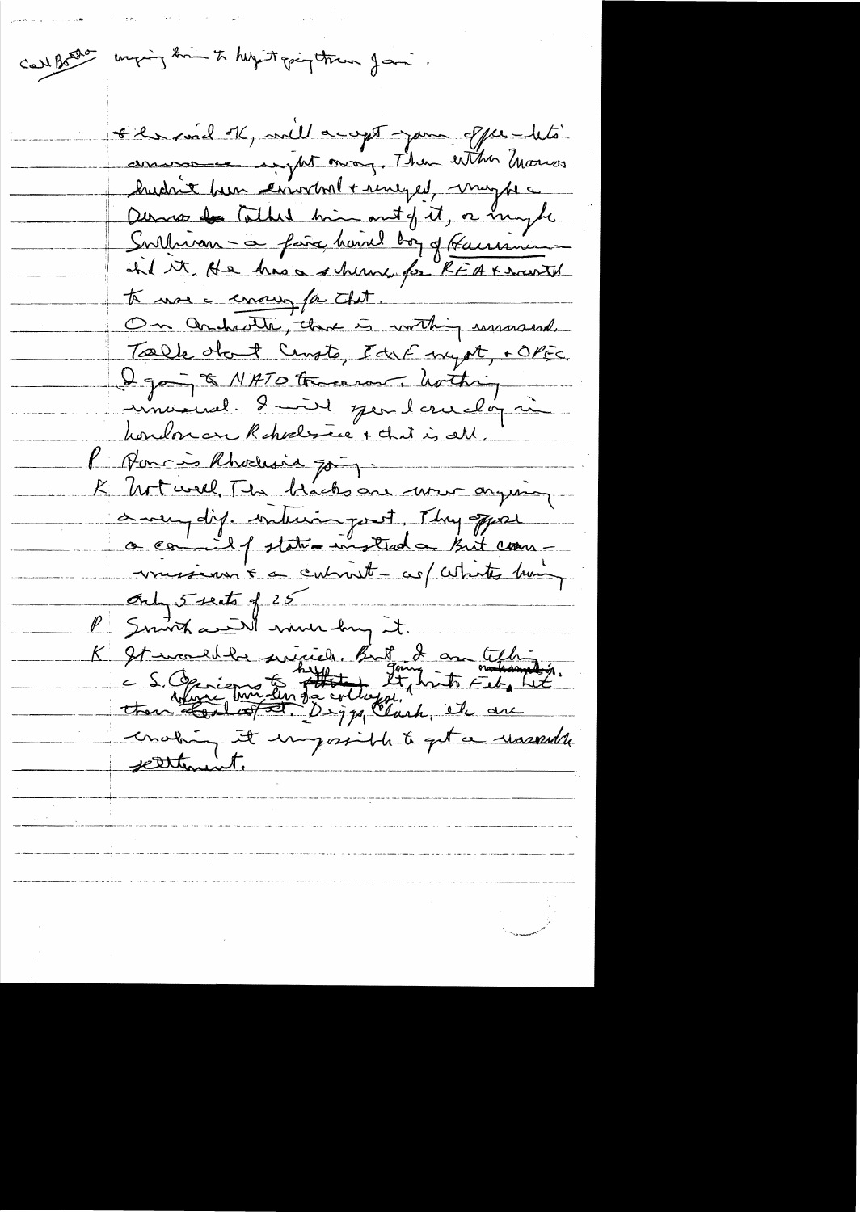Call Botha urging him to keep it going thru Jan.

& he said OK, will accept your offer – let's announce it right away. Then either Moose hadn't been involved + annoyed, maybe Dennis (?) talked him out of it, or maybe Sullivan – a fair haired boy of Harriman – did it. He has a scheme for REA + wanted to use money for that.

On Ambatielos, there is nothing unusual. Talk about Cyprus, Egypt, + OPEC. I going to NATO tomorrow. Nothing unusual. I will spend a day in London on Rhodesia + that is all.

P How is Rhodesia going.

K Not well. The blacks are now arguing a very diff. interim govt. They oppose a council of state instead a Brit commission + a cabinet w/ whites having only 5 seats of 25

P Smith will never buy it.

K It would be suicide. But I am telling the S. Africans to keep it going into Feb, but then [Moose?] nationalism. Young [?] looking for a collapse, Diggs, Clark, etc are making it impossible to get a reasonable settlement.